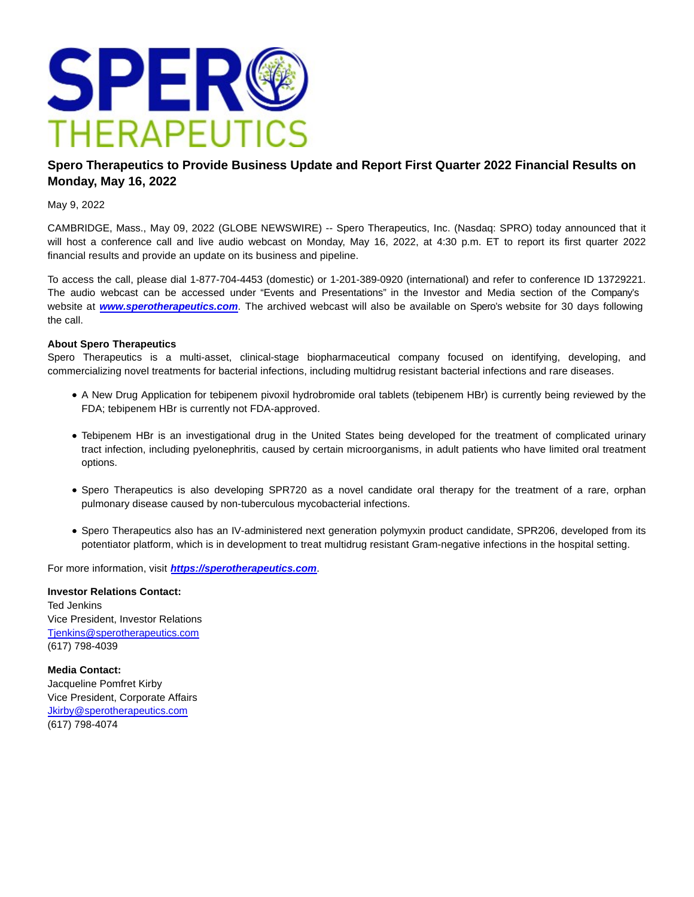# Spero Therapeutics to Provide Business Update and Report First Quarter 2022 Financial Results on Monday, May 16, 2022

May 9, 2022

CAMBRIDGE, Mass., May 09, 2022 (GLOBE NEWSWIRE) -- Spero Therapeutics, Inc. (Nasdaq: SPRO) today announced that it will host a conference call and live audio webcast on Monday, May 16, 2022, at 4:30 p.m. ET to report its first quarter 2022 financial results and provide an update on its business and pipeline.

To access the call, please dial 1-877-704-4453 (domestic) or 1-201-389-0920 (international) and refer to conference ID 13729221. The audio webcast can be accessed under "Events and Presentations" in the Investor and Media section of the Company's website at ***www.sperotherapeutics.com***. The archived webcast will also be available on Spero's website for 30 days following the call.

**About Spero Therapeutics**

Spero Therapeutics is a multi-asset, clinical-stage biopharmaceutical company focused on identifying, developing, and commercializing novel treatments for bacterial infections, including multidrug resistant bacterial infections and rare diseases.

- A New Drug Application for tebipenem pivoxil hydrobromide oral tablets (tebipenem HBr) is currently being reviewed by the FDA; tebipenem HBr is currently not FDA-approved.
- Tebipenem HBr is an investigational drug in the United States being developed for the treatment of complicated urinary tract infection, including pyelonephritis, caused by certain microorganisms, in adult patients who have limited oral treatment options.
- Spero Therapeutics is also developing SPR720 as a novel candidate oral therapy for the treatment of a rare, orphan pulmonary disease caused by non-tuberculous mycobacterial infections.
- Spero Therapeutics also has an IV-administered next generation polymyxin product candidate, SPR206, developed from its potentiator platform, which is in development to treat multidrug resistant Gram-negative infections in the hospital setting.

For more information, visit ***https://sperotherapeutics.com***.

**Investor Relations Contact:**
Ted Jenkins
Vice President, Investor Relations
Tjenkins@sperotherapeutics.com
(617) 798-4039

**Media Contact:**
Jacqueline Pomfret Kirby
Vice President, Corporate Affairs
Jkirby@sperotherapeutics.com
(617) 798-4074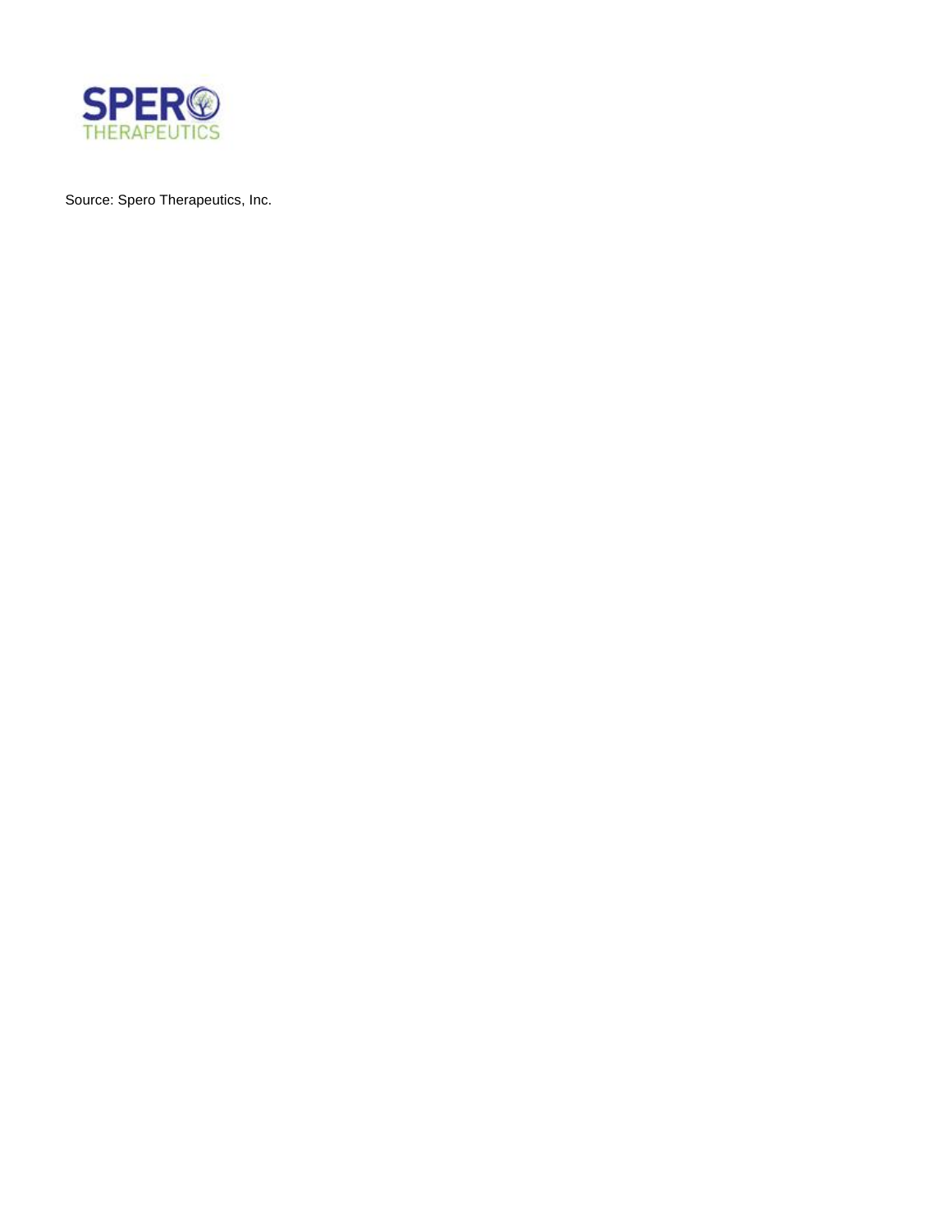Source: Spero Therapeutics, Inc.